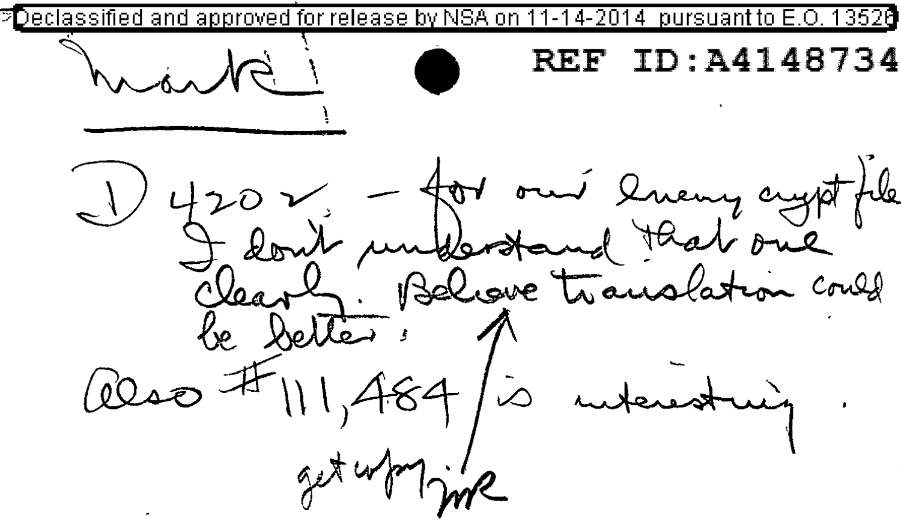Declassified and approved for release by NSA on 11-14-2014 pursuant to E.O. 13526

REF ID:A4148734

Mark

D 420 ✓ – for our Enemy crypt file
I don't understand that one clearly. Believe translation could be better.

Also #111,484 is interesting.

get copy JMR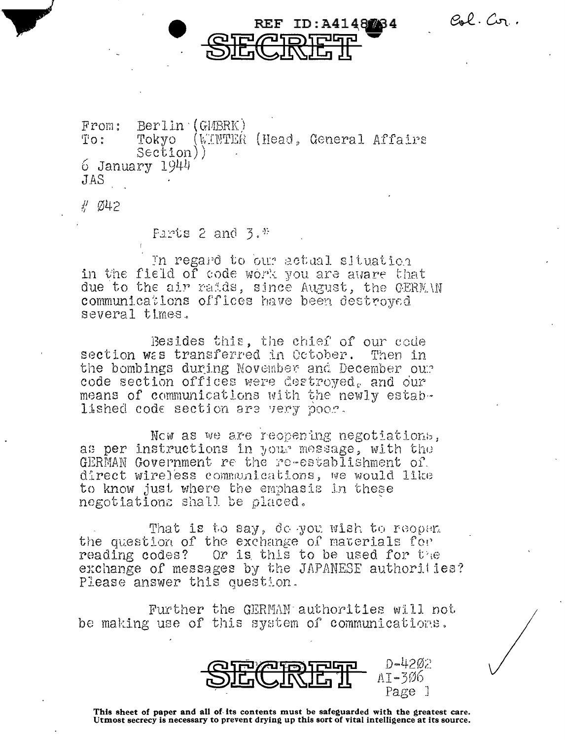REF ID:A4148734

Col. Cr.

SECRET

From: Berlin (GMBRK)
To: Tokyo (WINTER (Head, General Affairs Section))
6 January 1944
JAS

# Ø42

Parts 2 and 3.*

In regard to our actual situation in the field of code work you are aware that due to the air raids, since August, the GERMAN communications offices have been destroyed several times.

Besides this, the chief of our code section was transferred in October. Then in the bombings during November and December our code section offices were destroyed, and our means of communications with the newly established code section are very poor.

Now as we are reopening negotiations, as per instructions in your message, with the GERMAN Government re the re-establishment of direct wireless communications, we would like to know just where the emphasis in these negotiations shall be placed.

That is to say, do you wish to reopen the question of the exchange of materials for reading codes? Or is this to be used for the exchange of messages by the JAPANESE authorities? Please answer this question.

Further the GERMAN authorities will not be making use of this system of communications.

SECRET

D-42Ø2
AI-3Ø6
Page 1

This sheet of paper and all of its contents must be safeguarded with the greatest care. Utmost secrecy is necessary to prevent drying up this sort of vital intelligence at its source.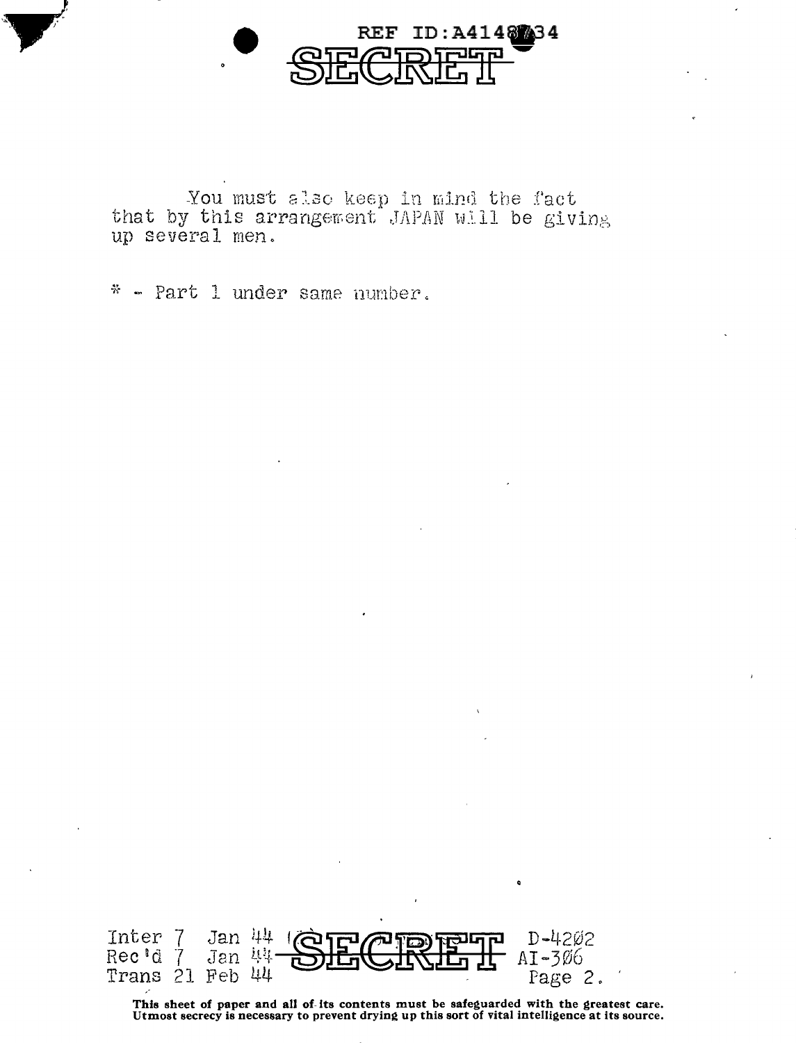REF ID:A4148734

SECRET

You must also keep in mind the fact that by this arrangement JAPAN will be giving up several men.

* - Part 1 under same number.

Inter 7 Jan 44 (
Rec'd 7 Jan 44
Trans 21 Feb 44

SECRET

D-4202
AI-306
Page 2.

This sheet of paper and all of its contents must be safeguarded with the greatest care. Utmost secrecy is necessary to prevent drying up this sort of vital intelligence at its source.